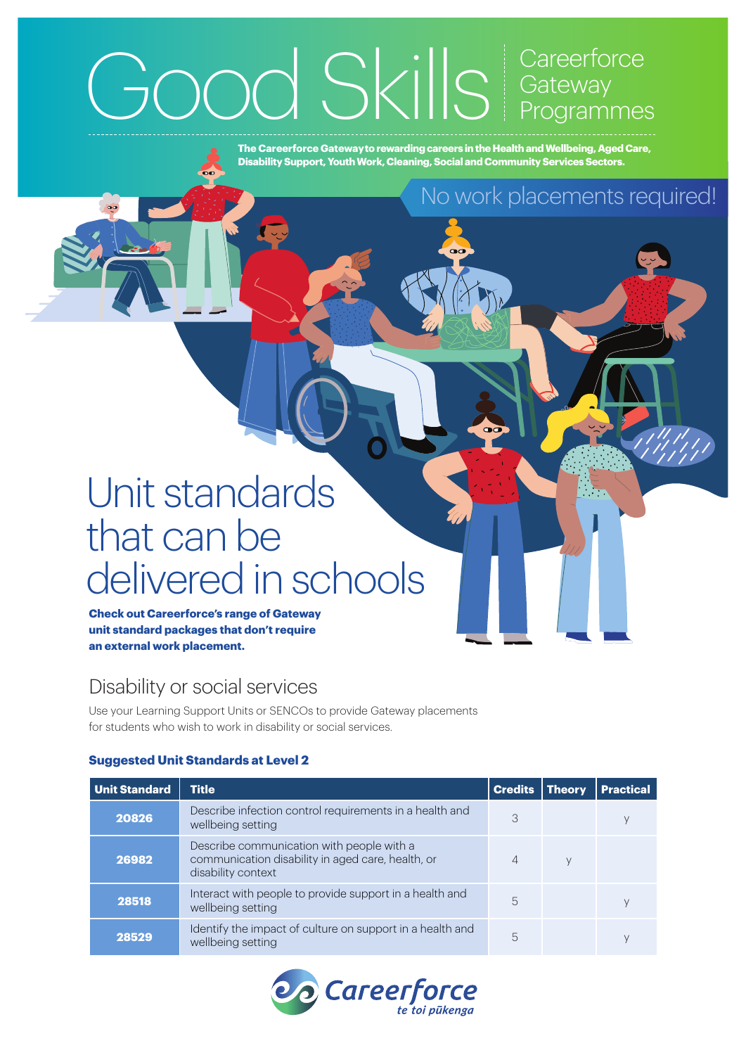# Good Skills

Careerforce Gateway Programmes

**The Careerforce Gateway to rewarding careers in the Health and Wellbeing, Aged Care, Disability Support, Youth Work, Cleaning, Social and Community Services Sectors.**

No work placements required!

# Unit standards that can be delivered in schools

**Check out Careerforce's range of Gateway unit standard packages that don't require an external work placement.**

## Disability or social services

Use your Learning Support Units or SENCOs to provide Gateway placements for students who wish to work in disability or social services.

### Suggested Unit Standards at Level 2

| Unit Standard | Title | Credits | Theory | Practical |
|---|---|---|---|---|
| 20826 | Describe infection control requirements in a health and wellbeing setting | 3 | | y |
| 26982 | Describe communication with people with a communication disability in aged care, health, or disability context | 4 | y | |
| 28518 | Interact with people to provide support in a health and wellbeing setting | 5 | | y |
| 28529 | Identify the impact of culture on support in a health and wellbeing setting | 5 | | y |

Careerforce
te toi pūkenga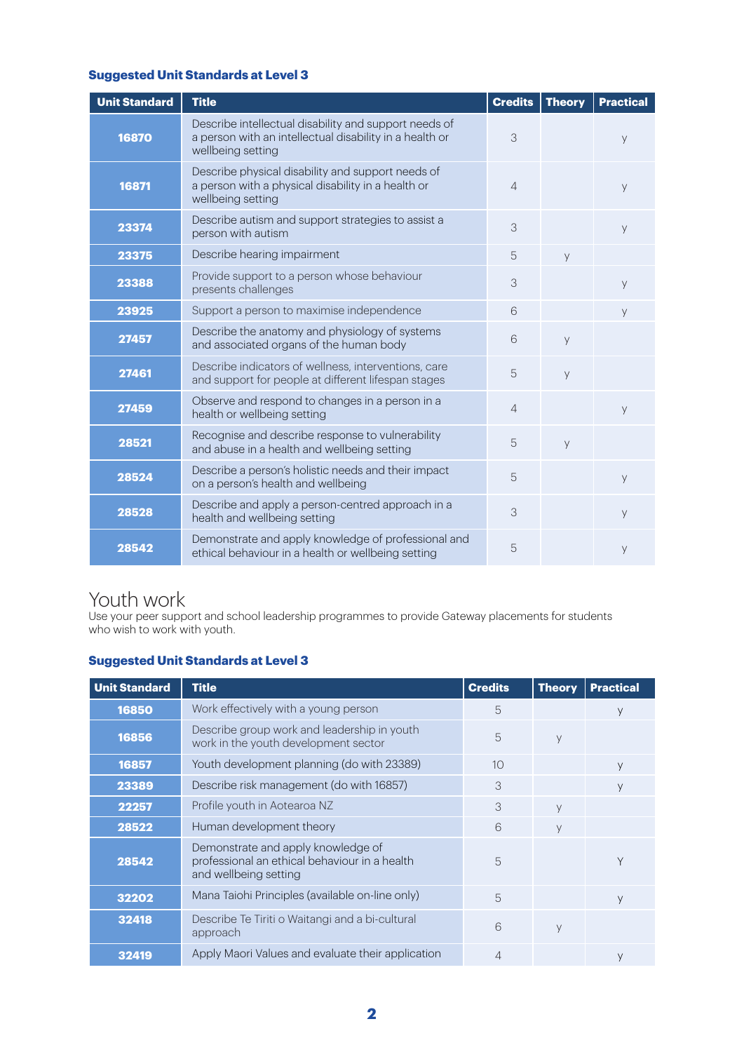**Suggested Unit Standards at Level 3**

| Unit Standard | Title | Credits | Theory | Practical |
|---|---|---|---|---|
| 16870 | Describe intellectual disability and support needs of a person with an intellectual disability in a health or wellbeing setting | 3 | | y |
| 16871 | Describe physical disability and support needs of a person with a physical disability in a health or wellbeing setting | 4 | | y |
| 23374 | Describe autism and support strategies to assist a person with autism | 3 | | y |
| 23375 | Describe hearing impairment | 5 | y | |
| 23388 | Provide support to a person whose behaviour presents challenges | 3 | | y |
| 23925 | Support a person to maximise independence | 6 | | y |
| 27457 | Describe the anatomy and physiology of systems and associated organs of the human body | 6 | y | |
| 27461 | Describe indicators of wellness, interventions, care and support for people at different lifespan stages | 5 | y | |
| 27459 | Observe and respond to changes in a person in a health or wellbeing setting | 4 | | y |
| 28521 | Recognise and describe response to vulnerability and abuse in a health and wellbeing setting | 5 | y | |
| 28524 | Describe a person's holistic needs and their impact on a person's health and wellbeing | 5 | | y |
| 28528 | Describe and apply a person-centred approach in a health and wellbeing setting | 3 | | y |
| 28542 | Demonstrate and apply knowledge of professional and ethical behaviour in a health or wellbeing setting | 5 | | y |

# Youth work

Use your peer support and school leadership programmes to provide Gateway placements for students who wish to work with youth.

**Suggested Unit Standards at Level 3**

| Unit Standard | Title | Credits | Theory | Practical |
|---|---|---|---|---|
| 16850 | Work effectively with a young person | 5 | | y |
| 16856 | Describe group work and leadership in youth work in the youth development sector | 5 | y | |
| 16857 | Youth development planning (do with 23389) | 10 | | y |
| 23389 | Describe risk management (do with 16857) | 3 | | y |
| 22257 | Profile youth in Aotearoa NZ | 3 | y | |
| 28522 | Human development theory | 6 | y | |
| 28542 | Demonstrate and apply knowledge of professional an ethical behaviour in a health and wellbeing setting | 5 | | Y |
| 32202 | Mana Taiohi Principles (available on-line only) | 5 | | y |
| 32418 | Describe Te Tiriti o Waitangi and a bi-cultural approach | 6 | y | |
| 32419 | Apply Maori Values and evaluate their application | 4 | | y |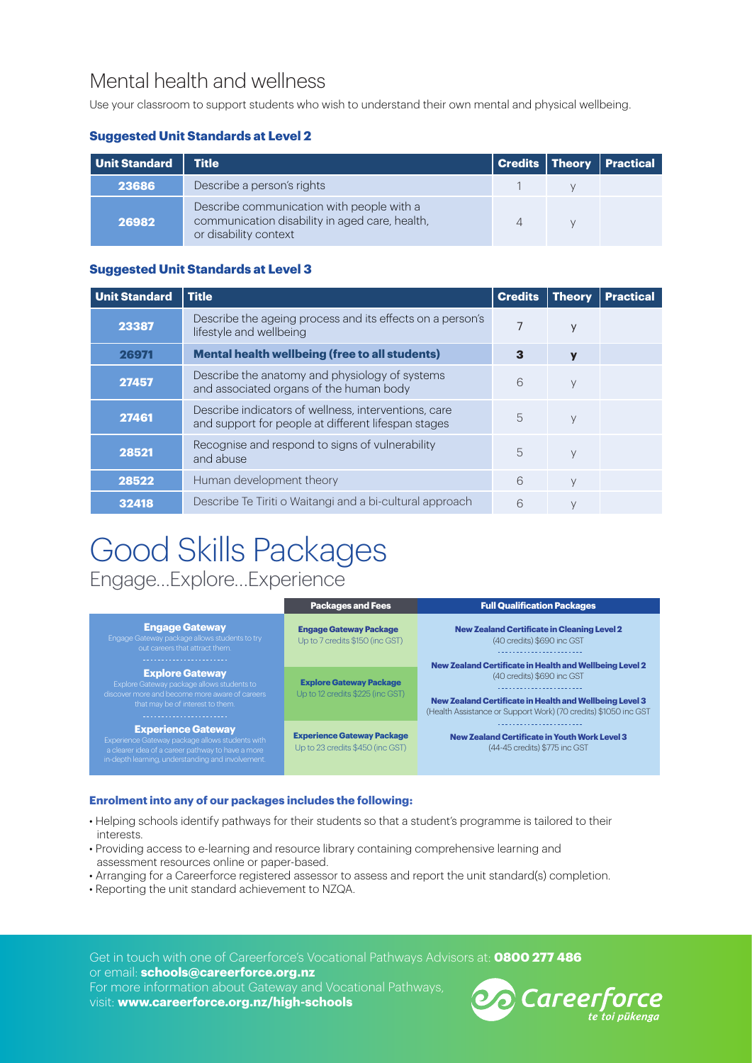## Mental health and wellness

Use your classroom to support students who wish to understand their own mental and physical wellbeing.

### Suggested Unit Standards at Level 2

| Unit Standard | Title | Credits | Theory | Practical |
|---|---|---|---|---|
| 23686 | Describe a person's rights | 1 | y | |
| 26982 | Describe communication with people with a communication disability in aged care, health, or disability context | 4 | y | |

### Suggested Unit Standards at Level 3

| Unit Standard | Title | Credits | Theory | Practical |
|---|---|---|---|---|
| 23387 | Describe the ageing process and its effects on a person's lifestyle and wellbeing | 7 | y | |
| 26971 | **Mental health wellbeing (free to all students)** | **3** | **y** | |
| 27457 | Describe the anatomy and physiology of systems and associated organs of the human body | 6 | y | |
| 27461 | Describe indicators of wellness, interventions, care and support for people at different lifespan stages | 5 | y | |
| 28521 | Recognise and respond to signs of vulnerability and abuse | 5 | y | |
| 28522 | Human development theory | 6 | y | |
| 32418 | Describe Te Tiriti o Waitangi and a bi-cultural approach | 6 | y | |

# Good Skills Packages

Engage...Explore...Experience

| | Packages and Fees | Full Qualification Packages |
|---|---|---|
| **Engage Gateway**<br>Engage Gateway package allows students to try out careers that attract them. | **Engage Gateway Package**<br>Up to 7 credits $150 (inc GST) | **New Zealand Certificate in Cleaning Level 2**<br>(40 credits) $690 inc GST<br>**New Zealand Certificate in Health and Wellbeing Level 2**<br>(40 credits) $690 inc GST |
| **Explore Gateway**<br>Explore Gateway package allows students to discover more and become more aware of careers that may be of interest to them. | **Explore Gateway Package**<br>Up to 12 credits $225 (inc GST) | **New Zealand Certificate in Health and Wellbeing Level 3**<br>(Health Assistance or Support Work) (70 credits) $1050 inc GST |
| **Experience Gateway**<br>Experience Gateway package allows students with a clearer idea of a career pathway to have a more in-depth learning, understanding and involvement. | **Experience Gateway Package**<br>Up to 23 credits $450 (inc GST) | **New Zealand Certificate in Youth Work Level 3**<br>(44-45 credits) $775 inc GST |

**Enrolment into any of our packages includes the following:**

- Helping schools identify pathways for their students so that a student's programme is tailored to their interests.
- Providing access to e-learning and resource library containing comprehensive learning and assessment resources online or paper-based.
- Arranging for a Careerforce registered assessor to assess and report the unit standard(s) completion.
- Reporting the unit standard achievement to NZQA.

Get in touch with one of Careerforce's Vocational Pathways Advisors at: **0800 277 486**
or email: **schools@careerforce.org.nz**
For more information about Gateway and Vocational Pathways, visit: **www.careerforce.org.nz/high-schools**

Careerforce te toi pūkenga